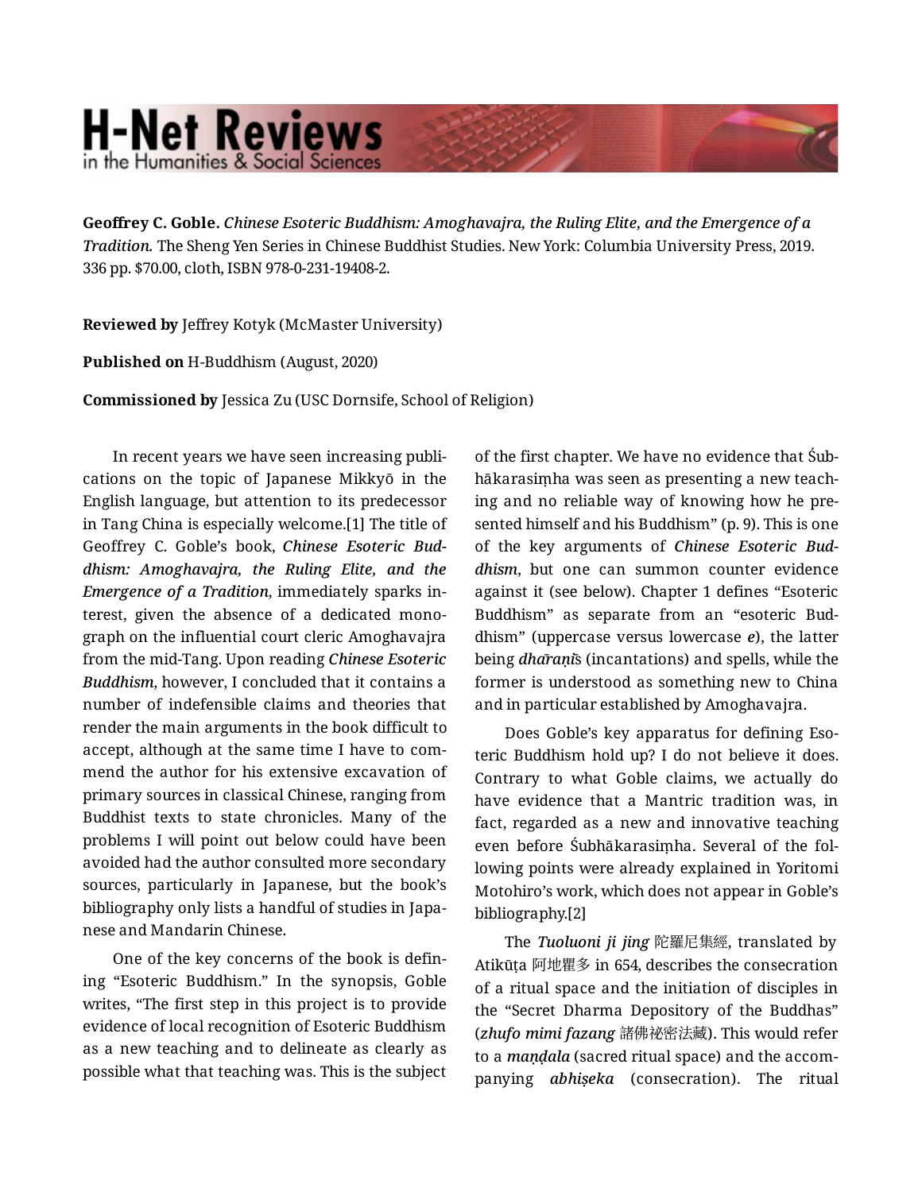# H-Net Reviews in the Humanities & Social Sciences

**Geoffrey C. Goble.** *Chinese Esoteric Buddhism: Amoghavajra, the Ruling Elite, and the Emergence of a Tradition.* The Sheng Yen Series in Chinese Buddhist Studies. New York: Columbia University Press, 2019. 336 pp. $70.00, cloth, ISBN 978-0-231-19408-2.

**Reviewed by** Jeffrey Kotyk (McMaster University)

**Published on** H-Buddhism (August, 2020)

**Commissioned by** Jessica Zu (USC Dornsife, School of Religion)

In recent years we have seen increasing publications on the topic of Japanese Mikkyō in the English language, but attention to its predecessor in Tang China is especially welcome.[1] The title of Geoffrey C. Goble's book, ***Chinese Esoteric Buddhism: Amoghavajra, the Ruling Elite, and the Emergence of a Tradition***, immediately sparks interest, given the absence of a dedicated monograph on the influential court cleric Amoghavajra from the mid-Tang. Upon reading ***Chinese Esoteric Buddhism***, however, I concluded that it contains a number of indefensible claims and theories that render the main arguments in the book difficult to accept, although at the same time I have to commend the author for his extensive excavation of primary sources in classical Chinese, ranging from Buddhist texts to state chronicles. Many of the problems I will point out below could have been avoided had the author consulted more secondary sources, particularly in Japanese, but the book's bibliography only lists a handful of studies in Japanese and Mandarin Chinese.

One of the key concerns of the book is defining "Esoteric Buddhism." In the synopsis, Goble writes, "The first step in this project is to provide evidence of local recognition of Esoteric Buddhism as a new teaching and to delineate as clearly as possible what that teaching was. This is the subject of the first chapter. We have no evidence that Śubhākarasiṃha was seen as presenting a new teaching and no reliable way of knowing how he presented himself and his Buddhism" (p. 9). This is one of the key arguments of ***Chinese Esoteric Buddhism***, but one can summon counter evidence against it (see below). Chapter 1 defines "Esoteric Buddhism" as separate from an "esoteric Buddhism" (uppercase versus lowercase ***e***), the latter being ***dhāraṇī***s (incantations) and spells, while the former is understood as something new to China and in particular established by Amoghavajra.

Does Goble's key apparatus for defining Esoteric Buddhism hold up? I do not believe it does. Contrary to what Goble claims, we actually do have evidence that a Mantric tradition was, in fact, regarded as a new and innovative teaching even before Śubhākarasiṃha. Several of the following points were already explained in Yoritomi Motohiro's work, which does not appear in Goble's bibliography.[2]

The ***Tuoluoni ji jing*** 陀羅尼集經, translated by Atikūṭa 阿地瞿多 in 654, describes the consecration of a ritual space and the initiation of disciples in the "Secret Dharma Depository of the Buddhas" (***zhufo mimi fazang*** 諸佛祕密法藏). This would refer to a ***maṇḍala*** (sacred ritual space) and the accompanying ***abhiṣeka*** (consecration). The ritual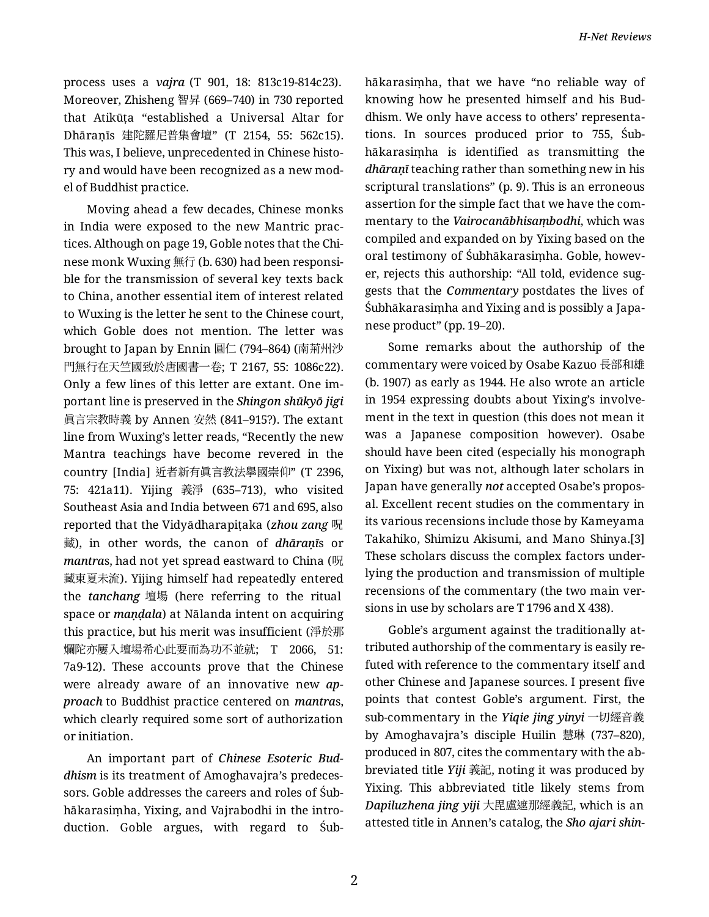process uses a *vajra* (T 901, 18: 813c19-814c23). Moreover, Zhisheng 智昇 (669–740) in 730 reported that Atikūṭa "established a Universal Altar for Dhāraṇīs 建陀羅尼普集會壇" (T 2154, 55: 562c15). This was, I believe, unprecedented in Chinese history and would have been recognized as a new model of Buddhist practice.

Moving ahead a few decades, Chinese monks in India were exposed to the new Mantric practices. Although on page 19, Goble notes that the Chinese monk Wuxing 無行 (b. 630) had been responsible for the transmission of several key texts back to China, another essential item of interest related to Wuxing is the letter he sent to the Chinese court, which Goble does not mention. The letter was brought to Japan by Ennin 圓仁 (794–864) (南荊州沙門無行在天竺國致於唐國書一卷; T 2167, 55: 1086c22). Only a few lines of this letter are extant. One important line is preserved in the *Shingon shūkyō jigi* 眞言宗教時義 by Annen 安然 (841–915?). The extant line from Wuxing's letter reads, "Recently the new Mantra teachings have become revered in the country [India] 近者新有眞言教法擧國崇仰" (T 2396, 75: 421a11). Yijing 義淨 (635–713), who visited Southeast Asia and India between 671 and 695, also reported that the Vidyādharapiṭaka (*zhou zang* 呪藏), in other words, the canon of *dhāraṇī*s or *mantra*s, had not yet spread eastward to China (呪藏東夏未流). Yijing himself had repeatedly entered the *tanchang* 壇場 (here referring to the ritual space or *maṇḍala*) at Nālanda intent on acquiring this practice, but his merit was insufficient (淨於那爛陀亦屢入壇場希心此要而為功不並就; T 2066, 51: 7a9-12). These accounts prove that the Chinese were already aware of an innovative new *approach* to Buddhist practice centered on *mantra*s, which clearly required some sort of authorization or initiation.

An important part of *Chinese Esoteric Buddhism* is its treatment of Amoghavajra's predecessors. Goble addresses the careers and roles of Śubhākarasiṃha, Yixing, and Vajrabodhi in the introduction. Goble argues, with regard to Śubhākarasiṃha, that we have "no reliable way of knowing how he presented himself and his Buddhism. We only have access to others' representations. In sources produced prior to 755, Śubhākarasiṃha is identified as transmitting the *dhāraṇī* teaching rather than something new in his scriptural translations" (p. 9). This is an erroneous assertion for the simple fact that we have the commentary to the *Vairocanābhisaṃbodhi*, which was compiled and expanded on by Yixing based on the oral testimony of Śubhākarasiṃha. Goble, however, rejects this authorship: "All told, evidence suggests that the *Commentary* postdates the lives of Śubhākarasiṃha and Yixing and is possibly a Japanese product" (pp. 19–20).

Some remarks about the authorship of the commentary were voiced by Osabe Kazuo 長部和雄 (b. 1907) as early as 1944. He also wrote an article in 1954 expressing doubts about Yixing's involvement in the text in question (this does not mean it was a Japanese composition however). Osabe should have been cited (especially his monograph on Yixing) but was not, although later scholars in Japan have generally *not* accepted Osabe's proposal. Excellent recent studies on the commentary in its various recensions include those by Kameyama Takahiko, Shimizu Akisumi, and Mano Shinya.[3] These scholars discuss the complex factors underlying the production and transmission of multiple recensions of the commentary (the two main versions in use by scholars are T 1796 and X 438).

Goble's argument against the traditionally attributed authorship of the commentary is easily refuted with reference to the commentary itself and other Chinese and Japanese sources. I present five points that contest Goble's argument. First, the sub-commentary in the *Yiqie jing yinyi* 一切經音義 by Amoghavajra's disciple Huilin 慧琳 (737–820), produced in 807, cites the commentary with the abbreviated title *Yiji* 義記, noting it was produced by Yixing. This abbreviated title likely stems from *Dapiluzhena jing yiji* 大毘盧遮那經義記, which is an attested title in Annen's catalog, the *Sho ajari shin-*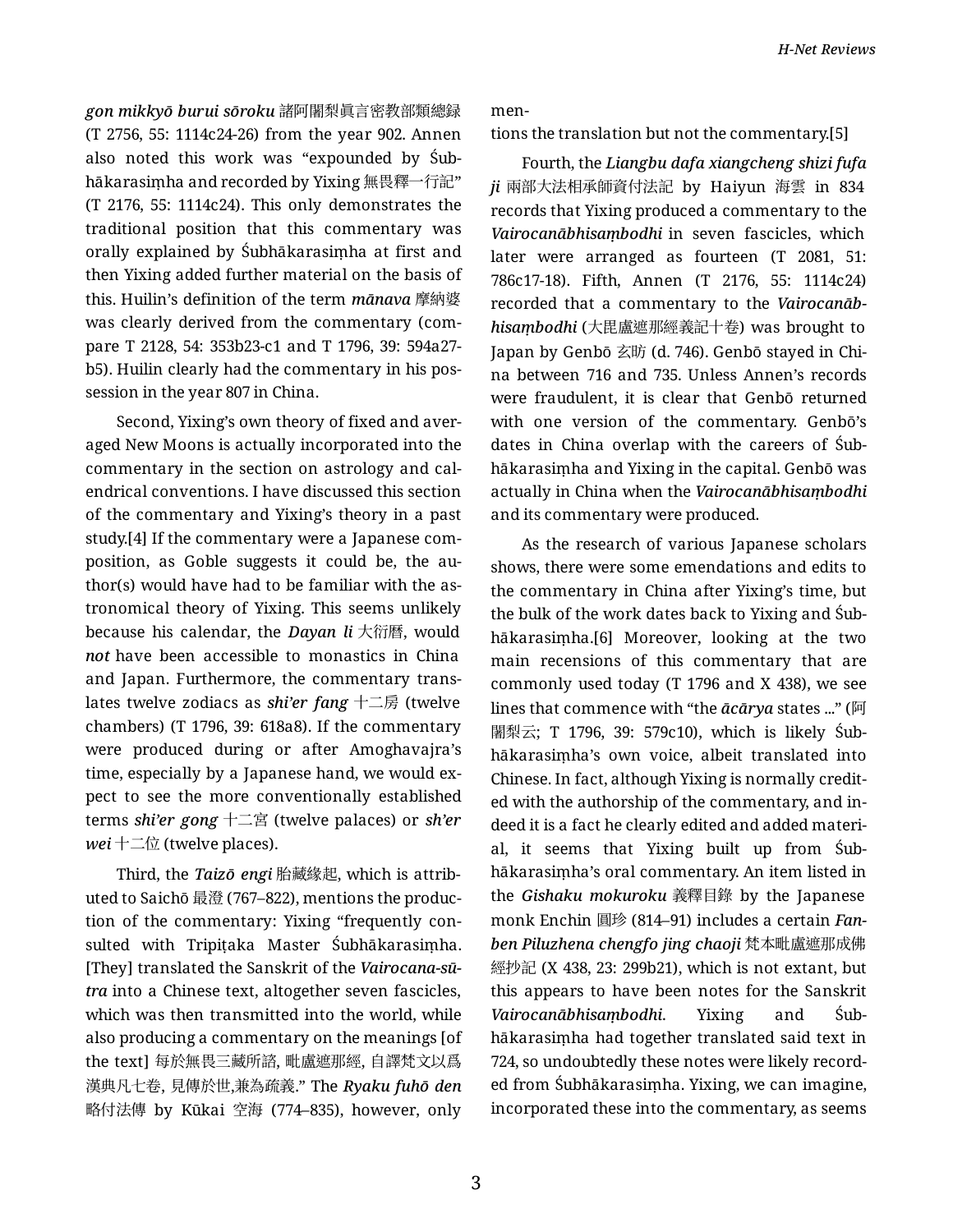*gon mikkyō burui sōroku* 諸阿闍梨眞言密教部類總録 (T 2756, 55: 1114c24-26) from the year 902. Annen also noted this work was "expounded by Śubhākarasiṃha and recorded by Yixing 無畏釋一行記" (T 2176, 55: 1114c24). This only demonstrates the traditional position that this commentary was orally explained by Śubhākarasiṃha at first and then Yixing added further material on the basis of this. Huilin's definition of the term *mānava* 摩納婆 was clearly derived from the commentary (compare T 2128, 54: 353b23-c1 and T 1796, 39: 594a27-b5). Huilin clearly had the commentary in his possession in the year 807 in China.

Second, Yixing's own theory of fixed and averaged New Moons is actually incorporated into the commentary in the section on astrology and calendrical conventions. I have discussed this section of the commentary and Yixing's theory in a past study.[4] If the commentary were a Japanese composition, as Goble suggests it could be, the author(s) would have had to be familiar with the astronomical theory of Yixing. This seems unlikely because his calendar, the *Dayan li* 大衍曆, would *not* have been accessible to monastics in China and Japan. Furthermore, the commentary translates twelve zodiacs as *shi'er fang* 十二房 (twelve chambers) (T 1796, 39: 618a8). If the commentary were produced during or after Amoghavajra's time, especially by a Japanese hand, we would expect to see the more conventionally established terms *shi'er gong* 十二宮 (twelve palaces) or *sh'er wei* 十二位 (twelve places).

Third, the *Taizō engi* 胎藏緣起, which is attributed to Saichō 最澄 (767–822), mentions the production of the commentary: Yixing "frequently consulted with Tripiṭaka Master Śubhākarasiṃha. [They] translated the Sanskrit of the *Vairocana-sūtra* into a Chinese text, altogether seven fascicles, which was then transmitted into the world, while also producing a commentary on the meanings [of the text] 每於無畏三藏所諮, 毗盧遮那經, 自譯梵文以爲漢典凡七卷, 見傳於世,兼為疏義." The *Ryaku fuhō den* 略付法傳 by Kūkai 空海 (774–835), however, only mentions the translation but not the commentary.[5]

Fourth, the *Liangbu dafa xiangcheng shizi fufa ji* 兩部大法相承師資付法記 by Haiyun 海雲 in 834 records that Yixing produced a commentary to the *Vairocanābhisaṃbodhi* in seven fascicles, which later were arranged as fourteen (T 2081, 51: 786c17-18). Fifth, Annen (T 2176, 55: 1114c24) recorded that a commentary to the *Vairocanābhisaṃbodhi* (大毘盧遮那經義記十卷) was brought to Japan by Genbō 玄昉 (d. 746). Genbō stayed in China between 716 and 735. Unless Annen's records were fraudulent, it is clear that Genbō returned with one version of the commentary. Genbō's dates in China overlap with the careers of Śubhākarasiṃha and Yixing in the capital. Genbō was actually in China when the *Vairocanābhisaṃbodhi* and its commentary were produced.

As the research of various Japanese scholars shows, there were some emendations and edits to the commentary in China after Yixing's time, but the bulk of the work dates back to Yixing and Śubhākarasiṃha.[6] Moreover, looking at the two main recensions of this commentary that are commonly used today (T 1796 and X 438), we see lines that commence with "the *ācārya* states ..." (阿闍梨云; T 1796, 39: 579c10), which is likely Śubhākarasiṃha's own voice, albeit translated into Chinese. In fact, although Yixing is normally credited with the authorship of the commentary, and indeed it is a fact he clearly edited and added material, it seems that Yixing built up from Śubhākarasiṃha's oral commentary. An item listed in the *Gishaku mokuroku* 義釋目錄 by the Japanese monk Enchin 圓珍 (814–91) includes a certain *Fanben Piluzhena chengfo jing chaoji* 梵本毗盧遮那成佛經抄記 (X 438, 23: 299b21), which is not extant, but this appears to have been notes for the Sanskrit *Vairocanābhisaṃbodhi*. Yixing and Śubhākarasiṃha had together translated said text in 724, so undoubtedly these notes were likely recorded from Śubhākarasiṃha. Yixing, we can imagine, incorporated these into the commentary, as seems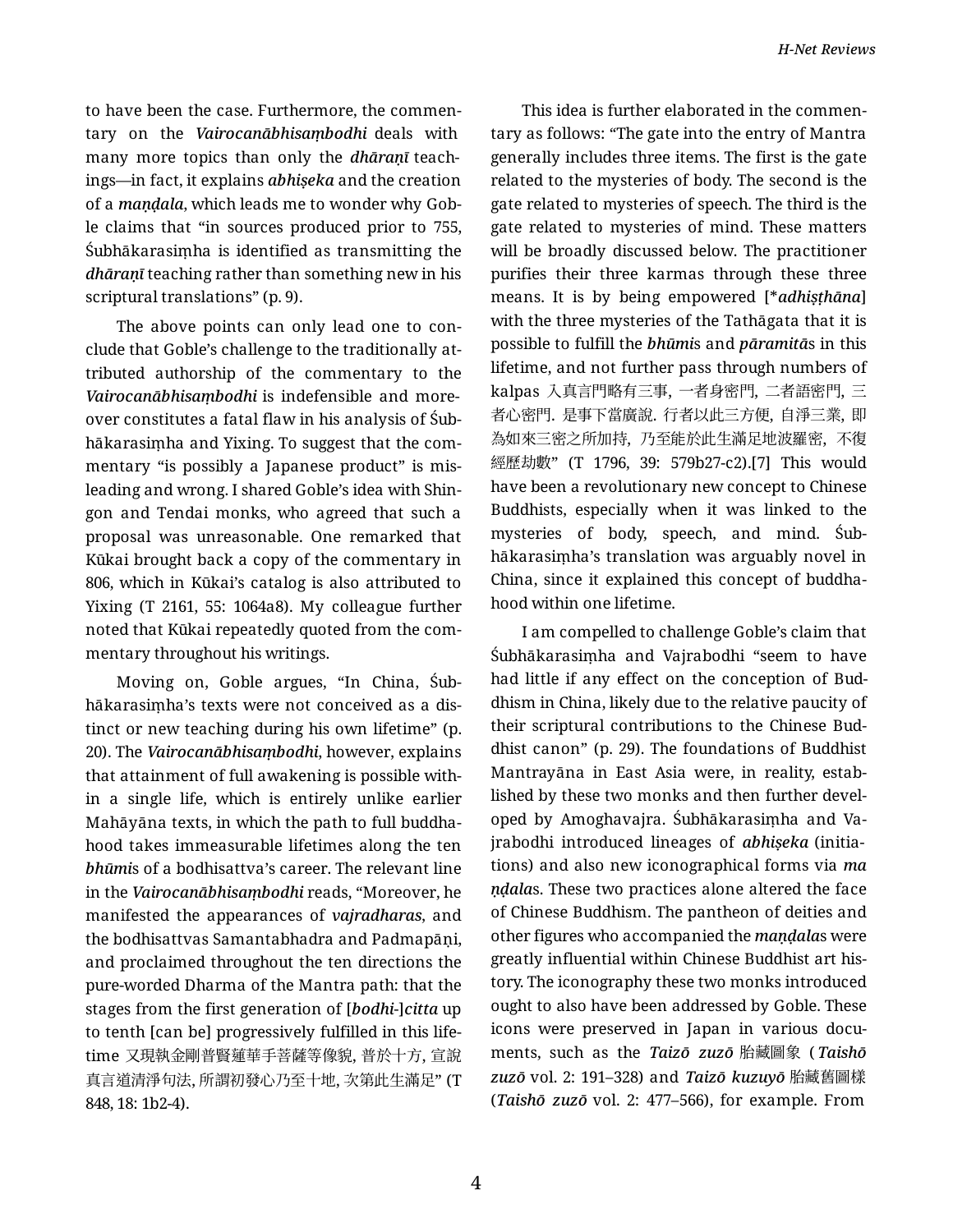to have been the case. Furthermore, the commentary on the *Vairocanābhisaṃbodhi* deals with many more topics than only the ***dhāraṇī*** teachings—in fact, it explains *abhiṣeka* and the creation of a ***maṇḍala***, which leads me to wonder why Goble claims that "in sources produced prior to 755, Śubhākarasiṃha is identified as transmitting the ***dhāraṇī*** teaching rather than something new in his scriptural translations" (p. 9).

The above points can only lead one to conclude that Goble's challenge to the traditionally attributed authorship of the commentary to the ***Vairocanābhisaṃbodhi*** is indefensible and moreover constitutes a fatal flaw in his analysis of Śubhākarasiṃha and Yixing. To suggest that the commentary "is possibly a Japanese product" is misleading and wrong. I shared Goble's idea with Shingon and Tendai monks, who agreed that such a proposal was unreasonable. One remarked that Kūkai brought back a copy of the commentary in 806, which in Kūkai's catalog is also attributed to Yixing (T 2161, 55: 1064a8). My colleague further noted that Kūkai repeatedly quoted from the commentary throughout his writings.

Moving on, Goble argues, "In China, Śubhākarasiṃha's texts were not conceived as a distinct or new teaching during his own lifetime" (p. 20). The ***Vairocanābhisaṃbodhi***, however, explains that attainment of full awakening is possible within a single life, which is entirely unlike earlier Mahāyāna texts, in which the path to full buddhahood takes immeasurable lifetimes along the ten ***bhūmi***s of a bodhisattva's career. The relevant line in the ***Vairocanābhisaṃbodhi*** reads, "Moreover, he manifested the appearances of ***vajradharas***, and the bodhisattvas Samantabhadra and Padmapāṇi, and proclaimed throughout the ten directions the pure-worded Dharma of the Mantra path: that the stages from the first generation of [***bodhi***-]***citta*** up to tenth [can be] progressively fulfilled in this lifetime 又現執金剛普賢蓮華手菩薩等像貌, 普於十方, 宣說真言道清淨句法, 所謂初發心乃至十地, 次第此生滿足" (T 848, 18: 1b2-4).

This idea is further elaborated in the commentary as follows: "The gate into the entry of Mantra generally includes three items. The first is the gate related to the mysteries of body. The second is the gate related to mysteries of speech. The third is the gate related to mysteries of mind. These matters will be broadly discussed below. The practitioner purifies their three karmas through these three means. It is by being empowered [****adhiṣṭhāna***] with the three mysteries of the Tathāgata that it is possible to fulfill the ***bhūmi***s and ***pāramitā***s in this lifetime, and not further pass through numbers of kalpas 入真言門略有三事, 一者身密門, 二者語密門, 三者心密門. 是事下當廣說. 行者以此三方便, 自淨三業, 即為如來三密之所加持, 乃至能於此生滿足地波羅密, 不復經歷劫數" (T 1796, 39: 579b27-c2).[7] This would have been a revolutionary new concept to Chinese Buddhists, especially when it was linked to the mysteries of body, speech, and mind. Śubhākarasiṃha's translation was arguably novel in China, since it explained this concept of buddhahood within one lifetime.

I am compelled to challenge Goble's claim that Śubhākarasiṃha and Vajrabodhi "seem to have had little if any effect on the conception of Buddhism in China, likely due to the relative paucity of their scriptural contributions to the Chinese Buddhist canon" (p. 29). The foundations of Buddhist Mantrayāna in East Asia were, in reality, established by these two monks and then further developed by Amoghavajra. Śubhākarasiṃha and Vajrabodhi introduced lineages of ***abhiṣeka*** (initiations) and also new iconographical forms via ***maṇḍala***s. These two practices alone altered the face of Chinese Buddhism. The pantheon of deities and other figures who accompanied the ***maṇḍala***s were greatly influential within Chinese Buddhist art history. The iconography these two monks introduced ought to also have been addressed by Goble. These icons were preserved in Japan in various documents, such as the ***Taizō zuzō*** 胎藏圖象 (***Taishō zuzō*** vol. 2: 191–328) and ***Taizō kuzuyō*** 胎藏舊圖樣 (***Taishō zuzō*** vol. 2: 477–566), for example. From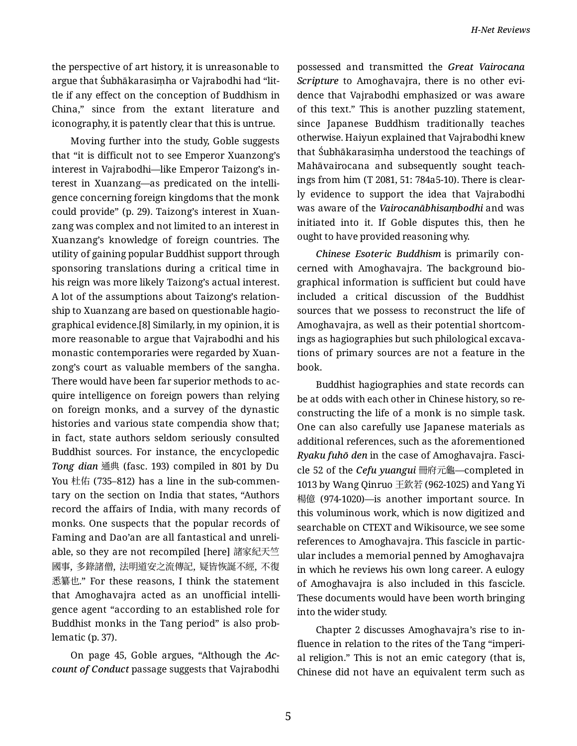the perspective of art history, it is unreasonable to argue that Śubhākarasiṃha or Vajrabodhi had "little if any effect on the conception of Buddhism in China," since from the extant literature and iconography, it is patently clear that this is untrue.

Moving further into the study, Goble suggests that "it is difficult not to see Emperor Xuanzong's interest in Vajrabodhi—like Emperor Taizong's interest in Xuanzang—as predicated on the intelligence concerning foreign kingdoms that the monk could provide" (p. 29). Taizong's interest in Xuanzang was complex and not limited to an interest in Xuanzang's knowledge of foreign countries. The utility of gaining popular Buddhist support through sponsoring translations during a critical time in his reign was more likely Taizong's actual interest. A lot of the assumptions about Taizong's relationship to Xuanzang are based on questionable hagiographical evidence.[8] Similarly, in my opinion, it is more reasonable to argue that Vajrabodhi and his monastic contemporaries were regarded by Xuanzong's court as valuable members of the sangha. There would have been far superior methods to acquire intelligence on foreign powers than relying on foreign monks, and a survey of the dynastic histories and various state compendia show that; in fact, state authors seldom seriously consulted Buddhist sources. For instance, the encyclopedic ***Tong dian*** 通典 (fasc. 193) compiled in 801 by Du You 杜佑 (735–812) has a line in the sub-commentary on the section on India that states, "Authors record the affairs of India, with many records of monks. One suspects that the popular records of Faming and Dao'an are all fantastical and unreliable, so they are not recompiled [here] 諸家紀天竺國事, 多錄諸僧, 法明道安之流傳記, 疑皆恢誕不經, 不復悉纂也." For these reasons, I think the statement that Amoghavajra acted as an unofficial intelligence agent "according to an established role for Buddhist monks in the Tang period" is also problematic (p. 37).

On page 45, Goble argues, "Although the ***Account of Conduct*** passage suggests that Vajrabodhi possessed and transmitted the ***Great Vairocana Scripture*** to Amoghavajra, there is no other evidence that Vajrabodhi emphasized or was aware of this text." This is another puzzling statement, since Japanese Buddhism traditionally teaches otherwise. Haiyun explained that Vajrabodhi knew that Śubhākarasiṃha understood the teachings of Mahāvairocana and subsequently sought teachings from him (T 2081, 51: 784a5-10). There is clearly evidence to support the idea that Vajrabodhi was aware of the ***Vairocanābhisaṃbodhi*** and was initiated into it. If Goble disputes this, then he ought to have provided reasoning why.

***Chinese Esoteric Buddhism*** is primarily concerned with Amoghavajra. The background biographical information is sufficient but could have included a critical discussion of the Buddhist sources that we possess to reconstruct the life of Amoghavajra, as well as their potential shortcomings as hagiographies but such philological excavations of primary sources are not a feature in the book.

Buddhist hagiographies and state records can be at odds with each other in Chinese history, so reconstructing the life of a monk is no simple task. One can also carefully use Japanese materials as additional references, such as the aforementioned ***Ryaku fuhō den*** in the case of Amoghavajra. Fascicle 52 of the ***Cefu yuangui*** 冊府元龜—completed in 1013 by Wang Qinruo 王欽若 (962-1025) and Yang Yi 楊億 (974-1020)—is another important source. In this voluminous work, which is now digitized and searchable on CTEXT and Wikisource, we see some references to Amoghavajra. This fascicle in particular includes a memorial penned by Amoghavajra in which he reviews his own long career. A eulogy of Amoghavajra is also included in this fascicle. These documents would have been worth bringing into the wider study.

Chapter 2 discusses Amoghavajra's rise to influence in relation to the rites of the Tang "imperial religion." This is not an emic category (that is, Chinese did not have an equivalent term such as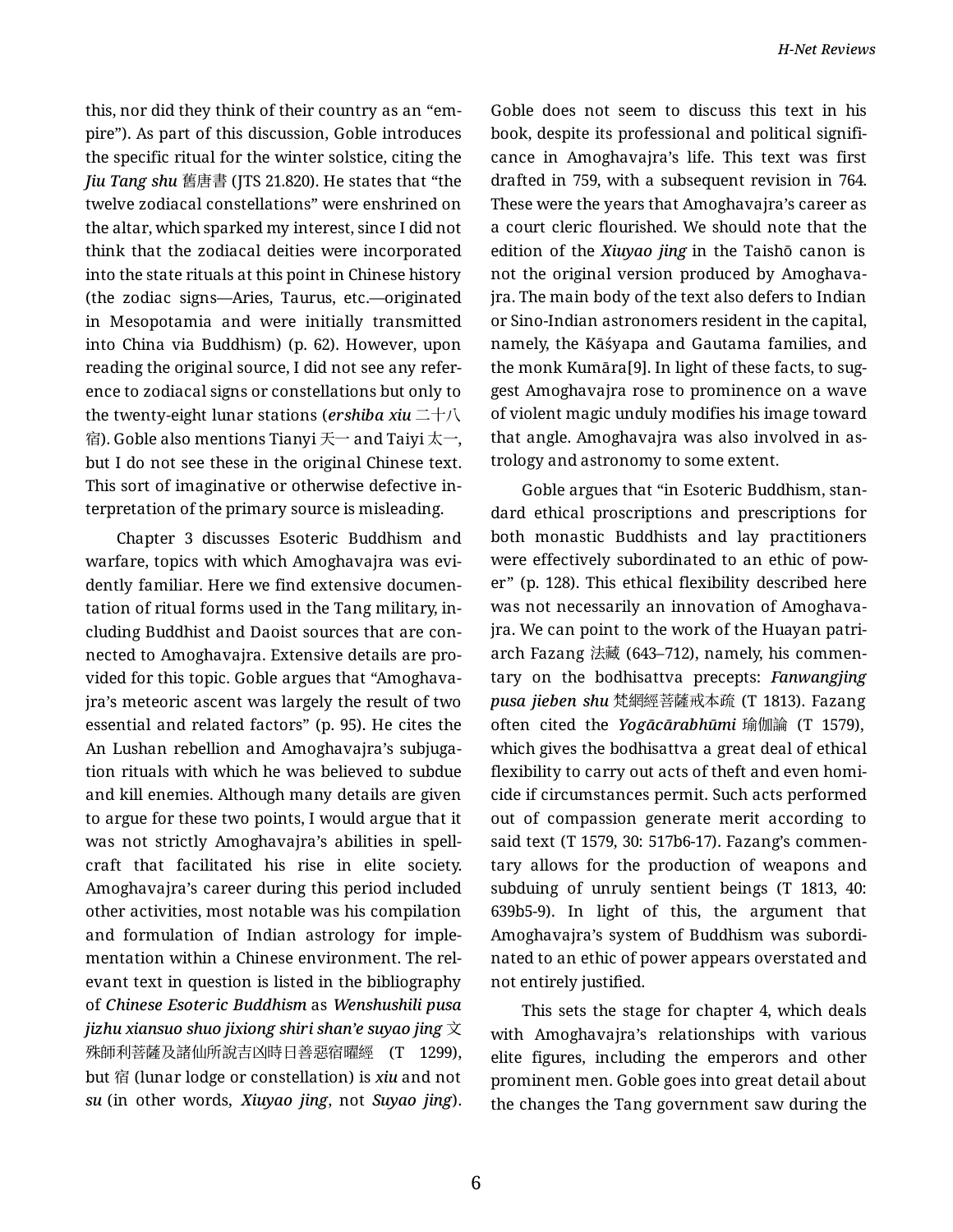this, nor did they think of their country as an "empire"). As part of this discussion, Goble introduces the specific ritual for the winter solstice, citing the *Jiu Tang shu* 舊唐書 (JTS 21.820). He states that "the twelve zodiacal constellations" were enshrined on the altar, which sparked my interest, since I did not think that the zodiacal deities were incorporated into the state rituals at this point in Chinese history (the zodiac signs—Aries, Taurus, etc.—originated in Mesopotamia and were initially transmitted into China via Buddhism) (p. 62). However, upon reading the original source, I did not see any reference to zodiacal signs or constellations but only to the twenty-eight lunar stations (***ershiba xiu*** 二十八宿). Goble also mentions Tianyi 天一 and Taiyi 太一, but I do not see these in the original Chinese text. This sort of imaginative or otherwise defective interpretation of the primary source is misleading.

Chapter 3 discusses Esoteric Buddhism and warfare, topics with which Amoghavajra was evidently familiar. Here we find extensive documentation of ritual forms used in the Tang military, including Buddhist and Daoist sources that are connected to Amoghavajra. Extensive details are provided for this topic. Goble argues that "Amoghavajra's meteoric ascent was largely the result of two essential and related factors" (p. 95). He cites the An Lushan rebellion and Amoghavajra's subjugation rituals with which he was believed to subdue and kill enemies. Although many details are given to argue for these two points, I would argue that it was not strictly Amoghavajra's abilities in spellcraft that facilitated his rise in elite society. Amoghavajra's career during this period included other activities, most notable was his compilation and formulation of Indian astrology for implementation within a Chinese environment. The relevant text in question is listed in the bibliography of ***Chinese Esoteric Buddhism*** as ***Wenshushili pusa jizhu xiansuo shuo jixiong shiri shan'e suyao jing*** 文殊師利菩薩及諸仙所說吉凶時日善惡宿曜經 (T 1299), but 宿 (lunar lodge or constellation) is *xiu* and not *su* (in other words, *Xiuyao jing*, not *Suyao jing*). Goble does not seem to discuss this text in his book, despite its professional and political significance in Amoghavajra's life. This text was first drafted in 759, with a subsequent revision in 764. These were the years that Amoghavajra's career as a court cleric flourished. We should note that the edition of the ***Xiuyao jing*** in the Taishō canon is not the original version produced by Amoghavajra. The main body of the text also defers to Indian or Sino-Indian astronomers resident in the capital, namely, the Kāśyapa and Gautama families, and the monk Kumāra[9]. In light of these facts, to suggest Amoghavajra rose to prominence on a wave of violent magic unduly modifies his image toward that angle. Amoghavajra was also involved in astrology and astronomy to some extent.

Goble argues that "in Esoteric Buddhism, standard ethical proscriptions and prescriptions for both monastic Buddhists and lay practitioners were effectively subordinated to an ethic of power" (p. 128). This ethical flexibility described here was not necessarily an innovation of Amoghavajra. We can point to the work of the Huayan patriarch Fazang 法藏 (643–712), namely, his commentary on the bodhisattva precepts: ***Fanwangjing pusa jieben shu*** 梵網經菩薩戒本疏 (T 1813). Fazang often cited the ***Yogācārabhūmi*** 瑜伽論 (T 1579), which gives the bodhisattva a great deal of ethical flexibility to carry out acts of theft and even homicide if circumstances permit. Such acts performed out of compassion generate merit according to said text (T 1579, 30: 517b6-17). Fazang's commentary allows for the production of weapons and subduing of unruly sentient beings (T 1813, 40: 639b5-9). In light of this, the argument that Amoghavajra's system of Buddhism was subordinated to an ethic of power appears overstated and not entirely justified.

This sets the stage for chapter 4, which deals with Amoghavajra's relationships with various elite figures, including the emperors and other prominent men. Goble goes into great detail about the changes the Tang government saw during the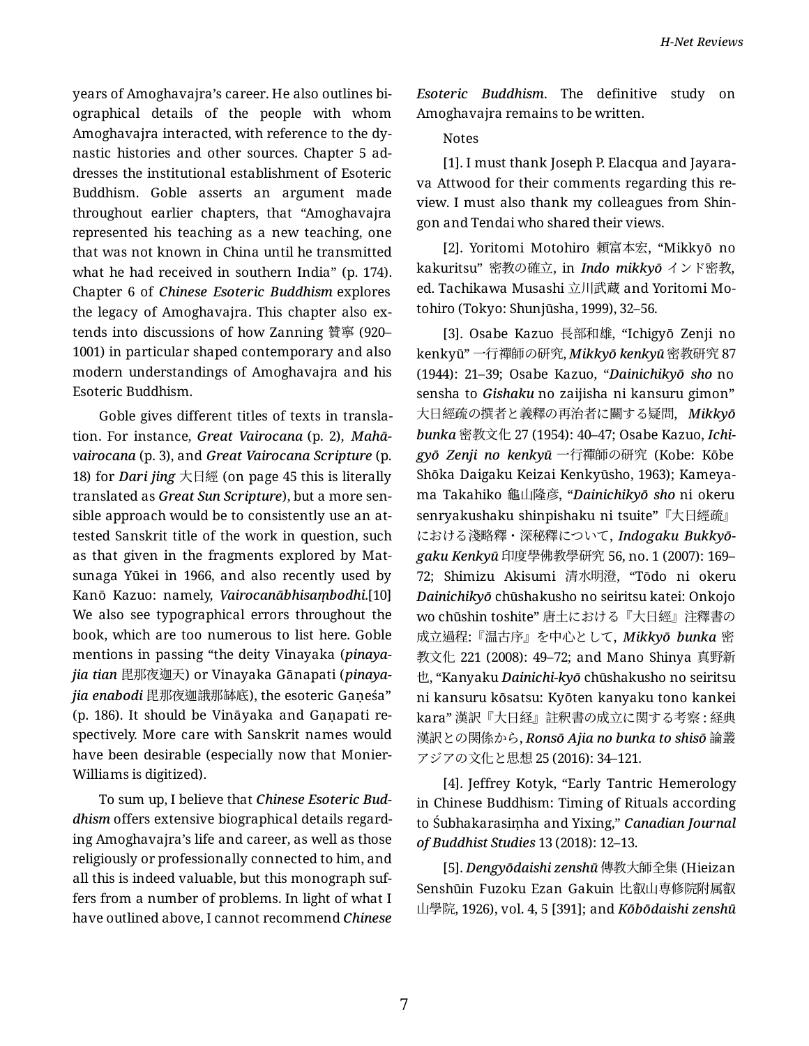years of Amoghavajra's career. He also outlines biographical details of the people with whom Amoghavajra interacted, with reference to the dynastic histories and other sources. Chapter 5 addresses the institutional establishment of Esoteric Buddhism. Goble asserts an argument made throughout earlier chapters, that "Amoghavajra represented his teaching as a new teaching, one that was not known in China until he transmitted what he had received in southern India" (p. 174). Chapter 6 of *Chinese Esoteric Buddhism* explores the legacy of Amoghavajra. This chapter also extends into discussions of how Zanning 贊寧 (920–1001) in particular shaped contemporary and also modern understandings of Amoghavajra and his Esoteric Buddhism.

Goble gives different titles of texts in translation. For instance, ***Great Vairocana*** (p. 2), ***Mahāvairocana*** (p. 3), and ***Great Vairocana Scripture*** (p. 18) for ***Dari jing*** 大日經 (on page 45 this is literally translated as ***Great Sun Scripture***), but a more sensible approach would be to consistently use an attested Sanskrit title of the work in question, such as that given in the fragments explored by Matsunaga Yūkei in 1966, and also recently used by Kanō Kazuo: namely, ***Vairocanābhisaṃbodhi***.[10] We also see typographical errors throughout the book, which are too numerous to list here. Goble mentions in passing "the deity Vinayaka (***pinayajia tian*** 毘那夜迦天) or Vinayaka Gānapati (***pinayajia enabodi*** 毘那夜迦誐那鉢底), the esoteric Gaṇeśa" (p. 186). It should be Vināyaka and Gaṇapati respectively. More care with Sanskrit names would have been desirable (especially now that Monier-Williams is digitized).

To sum up, I believe that ***Chinese Esoteric Buddhism*** offers extensive biographical details regarding Amoghavajra's life and career, as well as those religiously or professionally connected to him, and all this is indeed valuable, but this monograph suffers from a number of problems. In light of what I have outlined above, I cannot recommend ***Chinese Esoteric Buddhism***. The definitive study on Amoghavajra remains to be written.

Notes

[1]. I must thank Joseph P. Elacqua and Jayarava Attwood for their comments regarding this review. I must also thank my colleagues from Shingon and Tendai who shared their views.

[2]. Yoritomi Motohiro 頼富本宏, "Mikkyō no kakuritsu" 密教の確立, in ***Indo mikkyō*** インド密教, ed. Tachikawa Musashi 立川武蔵 and Yoritomi Motohiro (Tokyo: Shunjūsha, 1999), 32–56.

[3]. Osabe Kazuo 長部和雄, "Ichigyō Zenji no kenkyū" 一行禪師の研究, ***Mikkyō kenkyū*** 密教研究 87 (1944): 21–39; Osabe Kazuo, "***Dainichikyō sho*** no sensha to ***Gishaku*** no zaijisha ni kansuru gimon" 大日經疏の撰者と義釋の再治者に關する疑問, ***Mikkyō bunka*** 密教文化 27 (1954): 40–47; Osabe Kazuo, ***Ichigyō Zenji no kenkyū*** 一行禪師の研究 (Kobe: Kōbe Shōka Daigaku Keizai Kenkyūsho, 1963); Kameyama Takahiko 龜山隆彦, "***Dainichikyō sho*** ni okeru senryakushaku shinpishaku ni tsuite"『大日經疏』における淺略釋・深秘釋について, ***Indogaku Bukkyōgaku Kenkyū*** 印度學佛教學研究 56, no. 1 (2007): 169–72; Shimizu Akisumi 清水明澄, "Tōdo ni okeru ***Dainichikyō*** chūshakusho no seiritsu katei: Onkojo wo chūshin toshite" 唐土における『大日經』注釋書の成立過程:『温古序』を中心として, ***Mikkyō bunka*** 密教文化 221 (2008): 49–72; and Mano Shinya 真野新也, "Kanyaku ***Dainichi-kyō*** chūshakusho no seiritsu ni kansuru kōsatsu: Kyōten kanyaku tono kankei kara" 漢訳『大日経』註釈書の成立に関する考察 : 経典漢訳との関係から, ***Ronsō Ajia no bunka to shisō*** 論叢アジアの文化と思想 25 (2016): 34–121.

[4]. Jeffrey Kotyk, "Early Tantric Hemerology in Chinese Buddhism: Timing of Rituals according to Śubhakarasiṃha and Yixing," ***Canadian Journal of Buddhist Studies*** 13 (2018): 12–13.

[5]. ***Dengyōdaishi zenshū*** 傳教大師全集 (Hieizan Senshūin Fuzoku Ezan Gakuin 比叡山專修院附属叡山學院, 1926), vol. 4, 5 [391]; and ***Kōbōdaishi zenshū***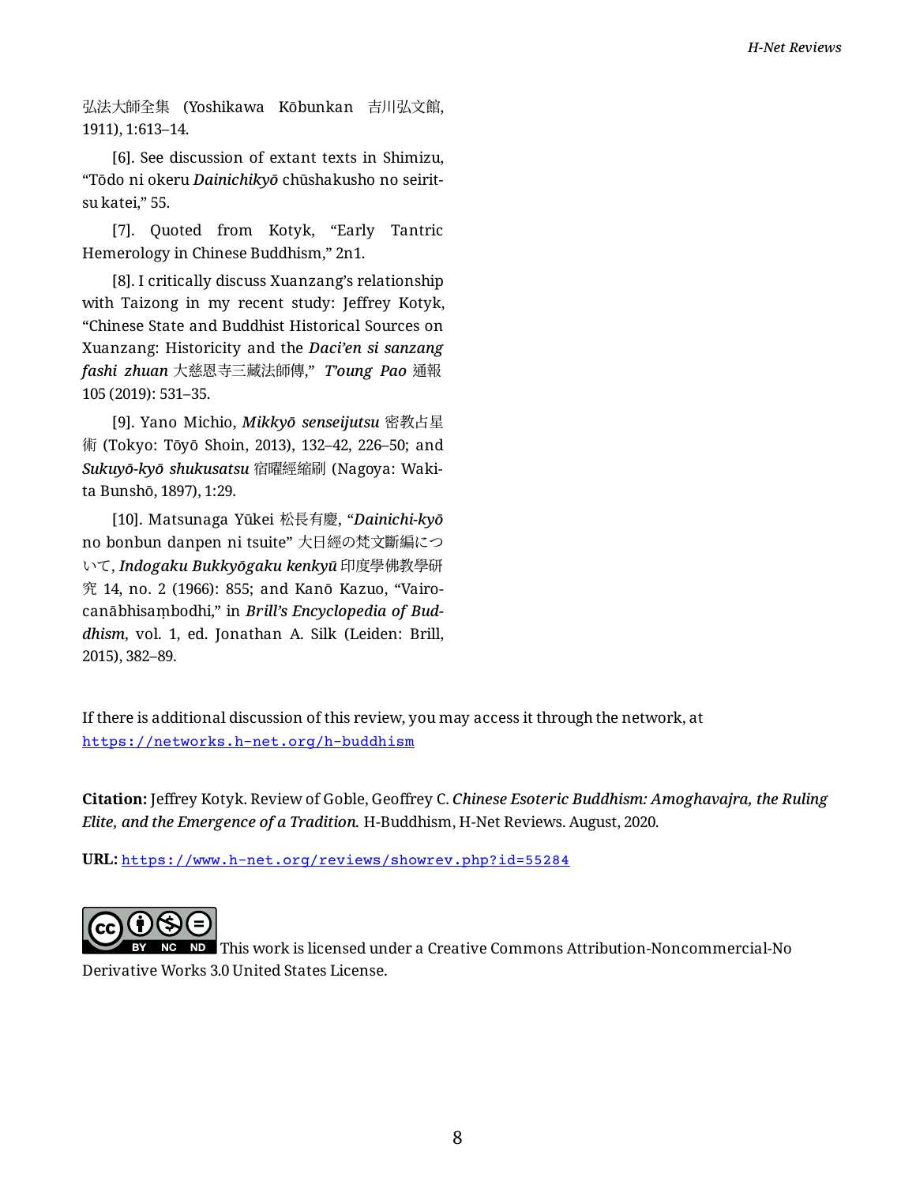弘法大師全集 (Yoshikawa Kōbunkan 吉川弘文館, 1911), 1:613–14.

[6]. See discussion of extant texts in Shimizu, "Tōdo ni okeru *Dainichikyō* chūshakusho no seiritsu katei," 55.

[7]. Quoted from Kotyk, "Early Tantric Hemerology in Chinese Buddhism," 2n1.

[8]. I critically discuss Xuanzang's relationship with Taizong in my recent study: Jeffrey Kotyk, "Chinese State and Buddhist Historical Sources on Xuanzang: Historicity and the *Daci'en si sanzang fashi zhuan* 大慈恩寺三藏法師傳," *T'oung Pao* 通報 105 (2019): 531–35.

[9]. Yano Michio, *Mikkyō senseijutsu* 密教占星術 (Tokyo: Tōyō Shoin, 2013), 132–42, 226–50; and *Sukuyō-kyō shukusatsu* 宿曜經縮刷 (Nagoya: Wakita Bunshō, 1897), 1:29.

[10]. Matsunaga Yūkei 松長有慶, "*Dainichi-kyō* no bonbun danpen ni tsuite" 大日經の梵文斷編について, *Indogaku Bukkyōgaku kenkyū* 印度學佛教學研究 14, no. 2 (1966): 855; and Kanō Kazuo, "Vairocanābhisaṃbodhi," in *Brill's Encyclopedia of Buddhism*, vol. 1, ed. Jonathan A. Silk (Leiden: Brill, 2015), 382–89.

If there is additional discussion of this review, you may access it through the network, at https://networks.h-net.org/h-buddhism

**Citation:** Jeffrey Kotyk. Review of Goble, Geoffrey C. *Chinese Esoteric Buddhism: Amoghavajra, the Ruling Elite, and the Emergence of a Tradition.* H-Buddhism, H-Net Reviews. August, 2020.

**URL:** https://www.h-net.org/reviews/showrev.php?id=55284

This work is licensed under a Creative Commons Attribution-Noncommercial-No Derivative Works 3.0 United States License.